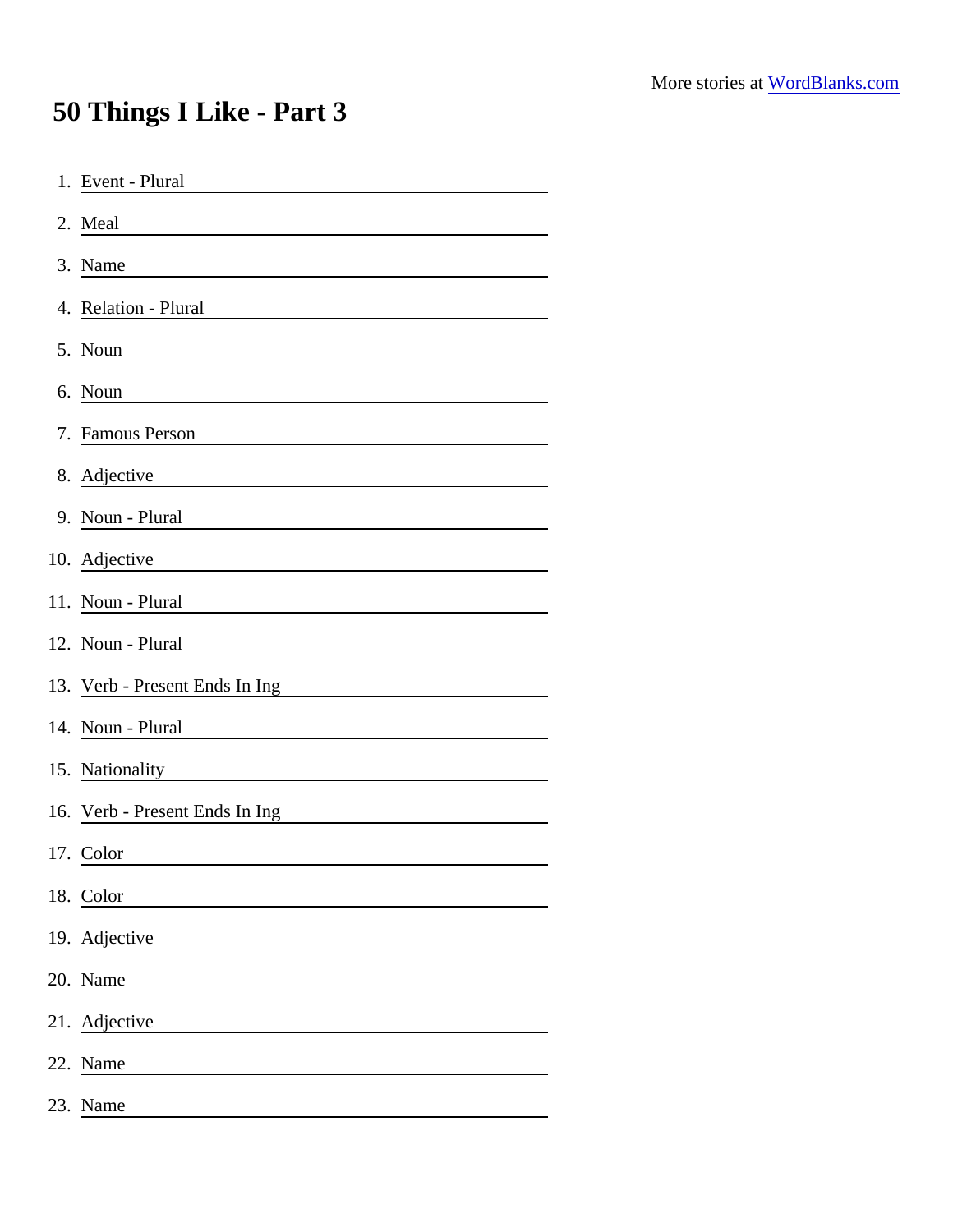More stories at WordBlanks.com

# 50 Things I Like - Part 3

1. Event - Plural ____________________
2. Meal ____________________
3. Name ____________________
4. Relation - Plural ____________________
5. Noun ____________________
6. Noun ____________________
7. Famous Person ____________________
8. Adjective ____________________
9. Noun - Plural ____________________
10. Adjective ____________________
11. Noun - Plural ____________________
12. Noun - Plural ____________________
13. Verb - Present Ends In Ing ____________________
14. Noun - Plural ____________________
15. Nationality ____________________
16. Verb - Present Ends In Ing ____________________
17. Color ____________________
18. Color ____________________
19. Adjective ____________________
20. Name ____________________
21. Adjective ____________________
22. Name ____________________
23. Name ____________________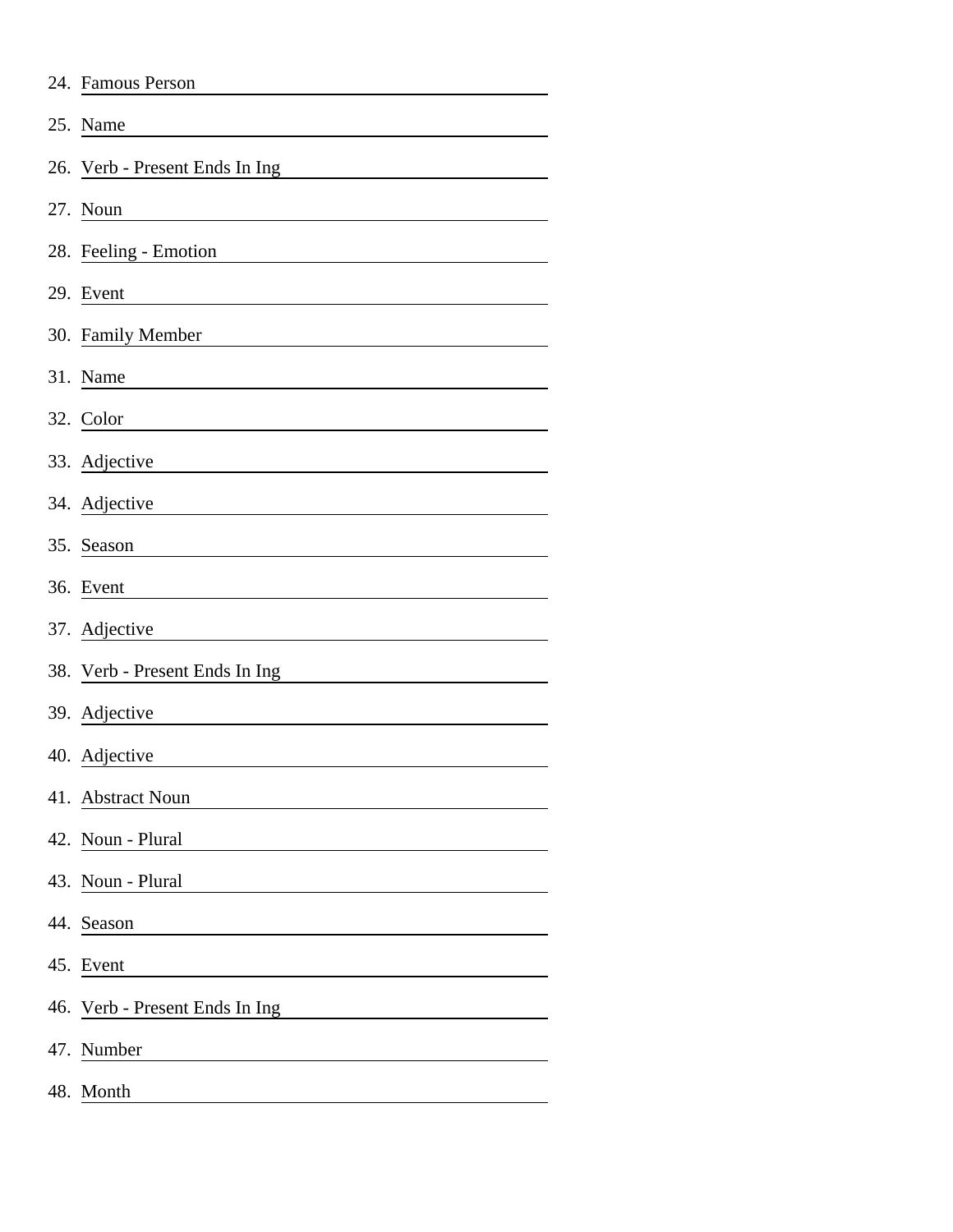24. Famous Person ______________________________
25. Name ______________________________
26. Verb - Present Ends In Ing ______________________________
27. Noun ______________________________
28. Feeling - Emotion ______________________________
29. Event ______________________________
30. Family Member ______________________________
31. Name ______________________________
32. Color ______________________________
33. Adjective ______________________________
34. Adjective ______________________________
35. Season ______________________________
36. Event ______________________________
37. Adjective ______________________________
38. Verb - Present Ends In Ing ______________________________
39. Adjective ______________________________
40. Adjective ______________________________
41. Abstract Noun ______________________________
42. Noun - Plural ______________________________
43. Noun - Plural ______________________________
44. Season ______________________________
45. Event ______________________________
46. Verb - Present Ends In Ing ______________________________
47. Number ______________________________
48. Month ______________________________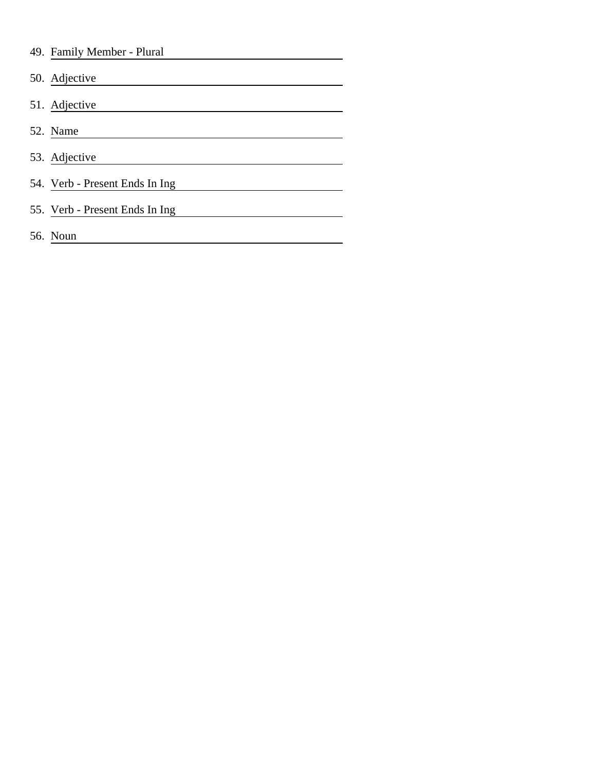49. Family Member - Plural ______________________

50. Adjective ______________________

51. Adjective ______________________

52. Name ______________________

53. Adjective ______________________

54. Verb - Present Ends In Ing ______________________

55. Verb - Present Ends In Ing ______________________

56. Noun ______________________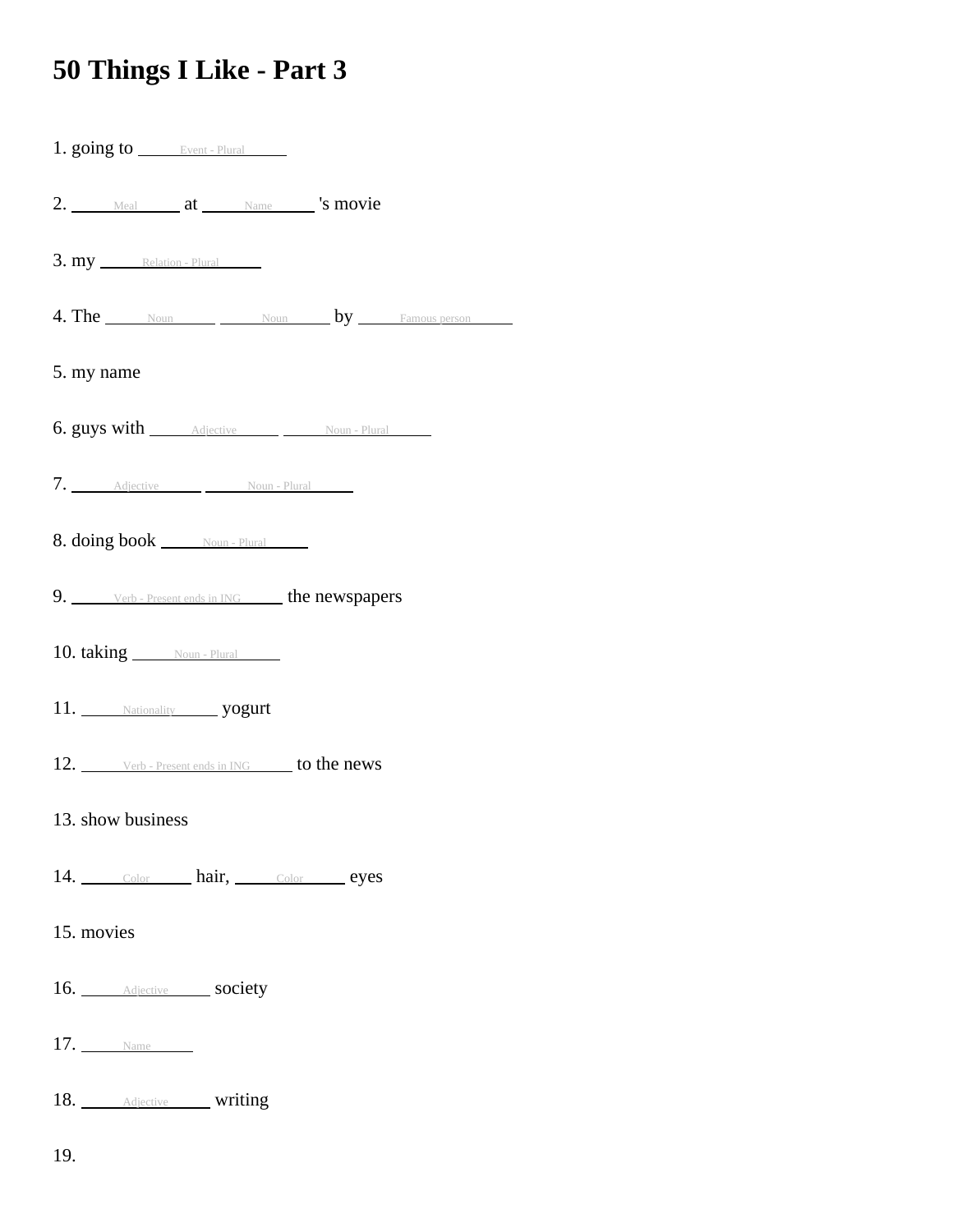# 50 Things I Like - Part 3

1. going to ______Event - Plural______

2. ______Meal______ at ______Name______ 's movie

3. my ______Relation - Plural______

4. The ______Noun______ ______Noun______ by ______Famous person______

5. my name

6. guys with ______Adjective______ ______Noun - Plural______

7. ______Adjective______ ______Noun - Plural______

8. doing book ______Noun - Plural______

9. ______Verb - Present ends in ING______ the newspapers

10. taking ______Noun - Plural______

11. ______Nationality______ yogurt

12. ______Verb - Present ends in ING______ to the news

13. show business

14. ______Color______ hair, ______Color______ eyes

15. movies

16. ______Adjective______ society

17. ______Name______

18. ______Adjective______ writing

19.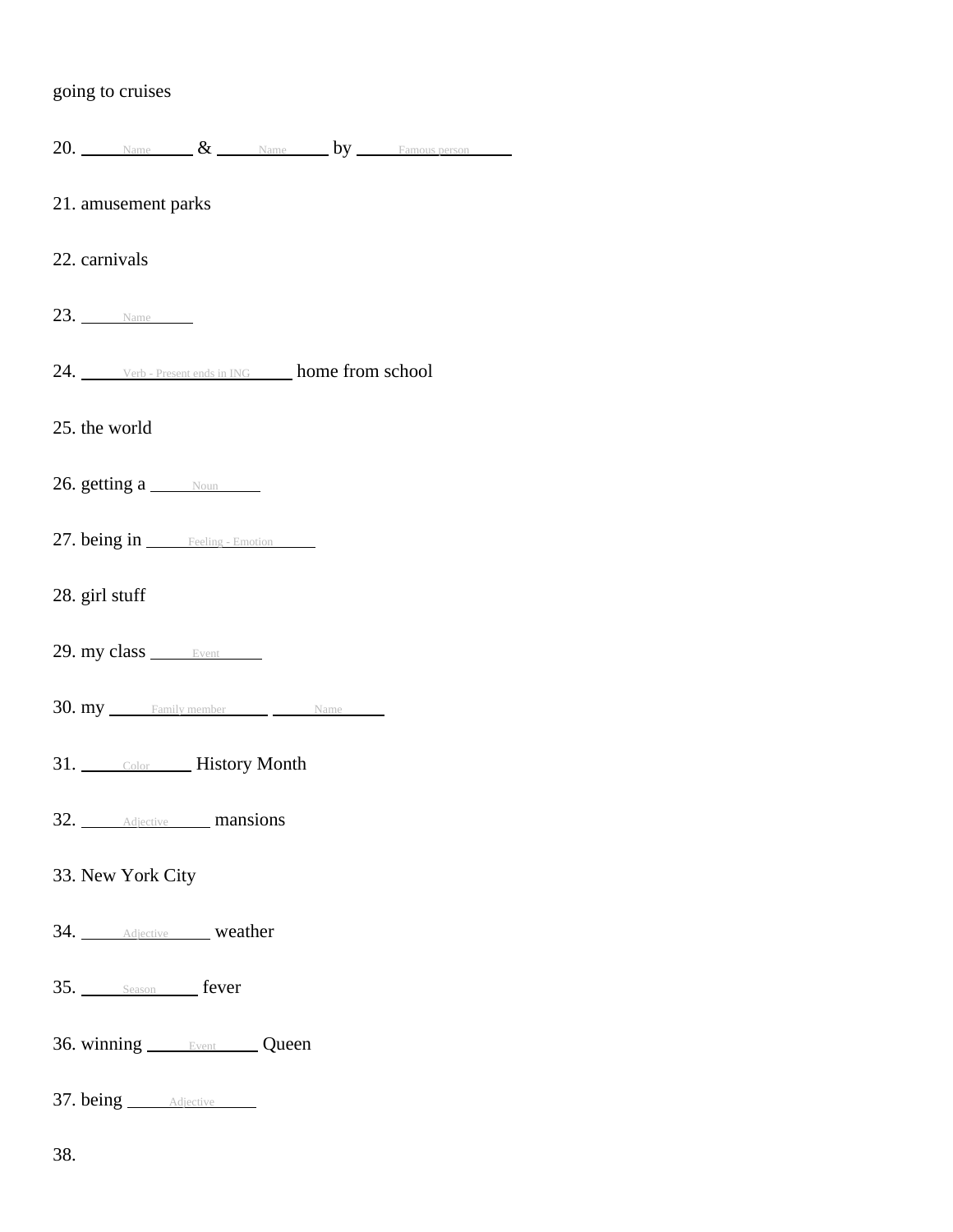going to cruises

20. \_\_\_\_Name\_\_\_\_ & \_\_\_\_Name\_\_\_\_ by \_\_\_\_Famous person\_\_\_\_

21. amusement parks

22. carnivals

23. \_\_\_\_Name\_\_\_\_

24. \_\_\_\_Verb - Present ends in ING\_\_\_\_ home from school

25. the world

26. getting a \_\_\_\_Noun\_\_\_\_

27. being in \_\_\_\_Feeling - Emotion\_\_\_\_

28. girl stuff

29. my class \_\_\_\_Event\_\_\_\_

30. my \_\_\_\_Family member\_\_\_\_ \_\_\_\_Name\_\_\_\_

31. \_\_\_\_Color\_\_\_\_ History Month

32. \_\_\_\_Adjective\_\_\_\_ mansions

33. New York City

34. \_\_\_\_Adjective\_\_\_\_ weather

35. \_\_\_\_Season\_\_\_\_ fever

36. winning \_\_\_\_Event\_\_\_\_ Queen

37. being \_\_\_\_Adjective\_\_\_\_

38.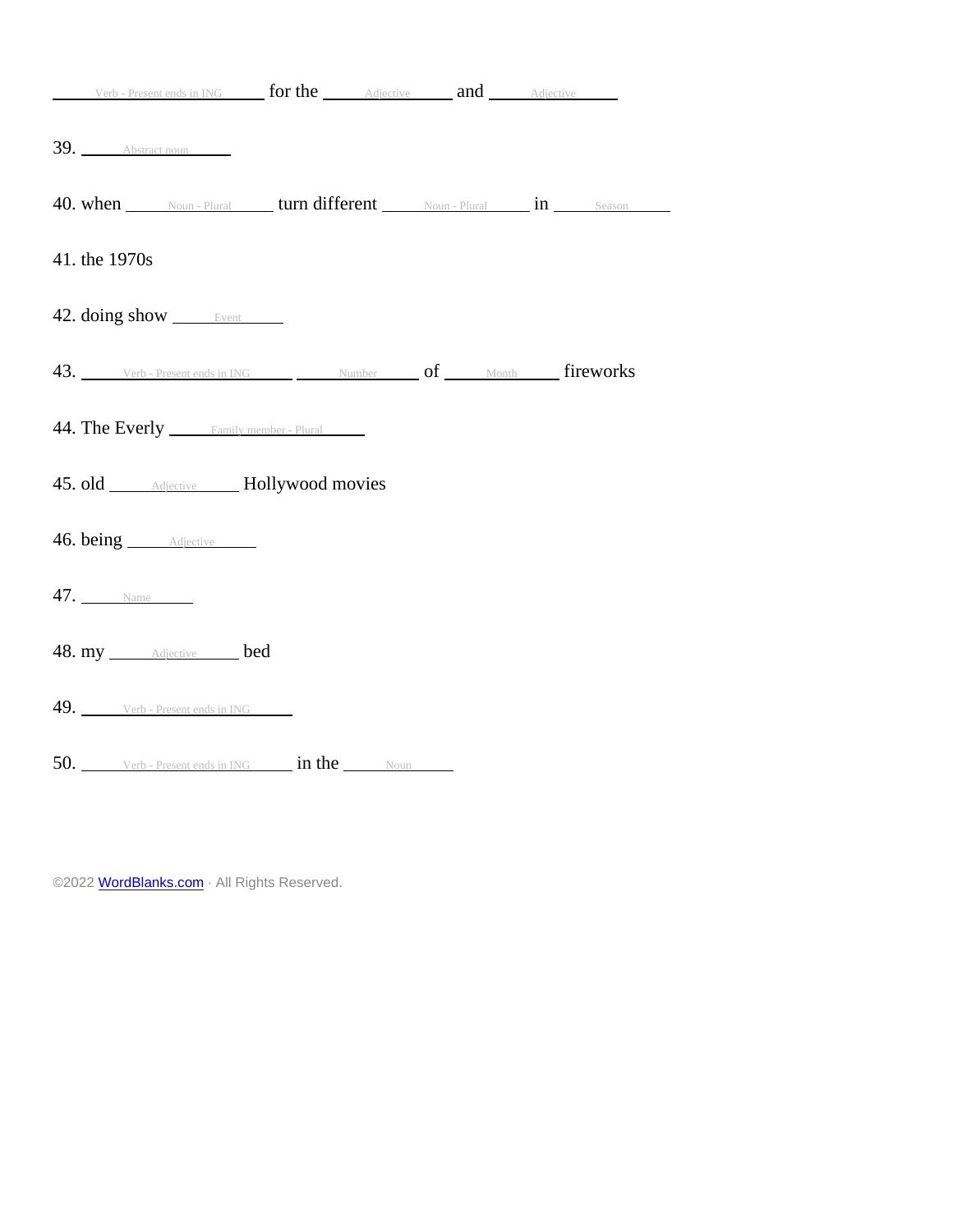Verb - Present ends in ING for the Adjective and Adjective

39. Abstract noun

40. when Noun - Plural turn different Noun - Plural in Season

41. the 1970s

42. doing show Event

43. Verb - Present ends in ING Number of Month fireworks

44. The Everly Family member - Plural

45. old Adjective Hollywood movies

46. being Adjective

47. Name

48. my Adjective bed

49. Verb - Present ends in ING

50. Verb - Present ends in ING in the Noun

©2022 WordBlanks.com · All Rights Reserved.